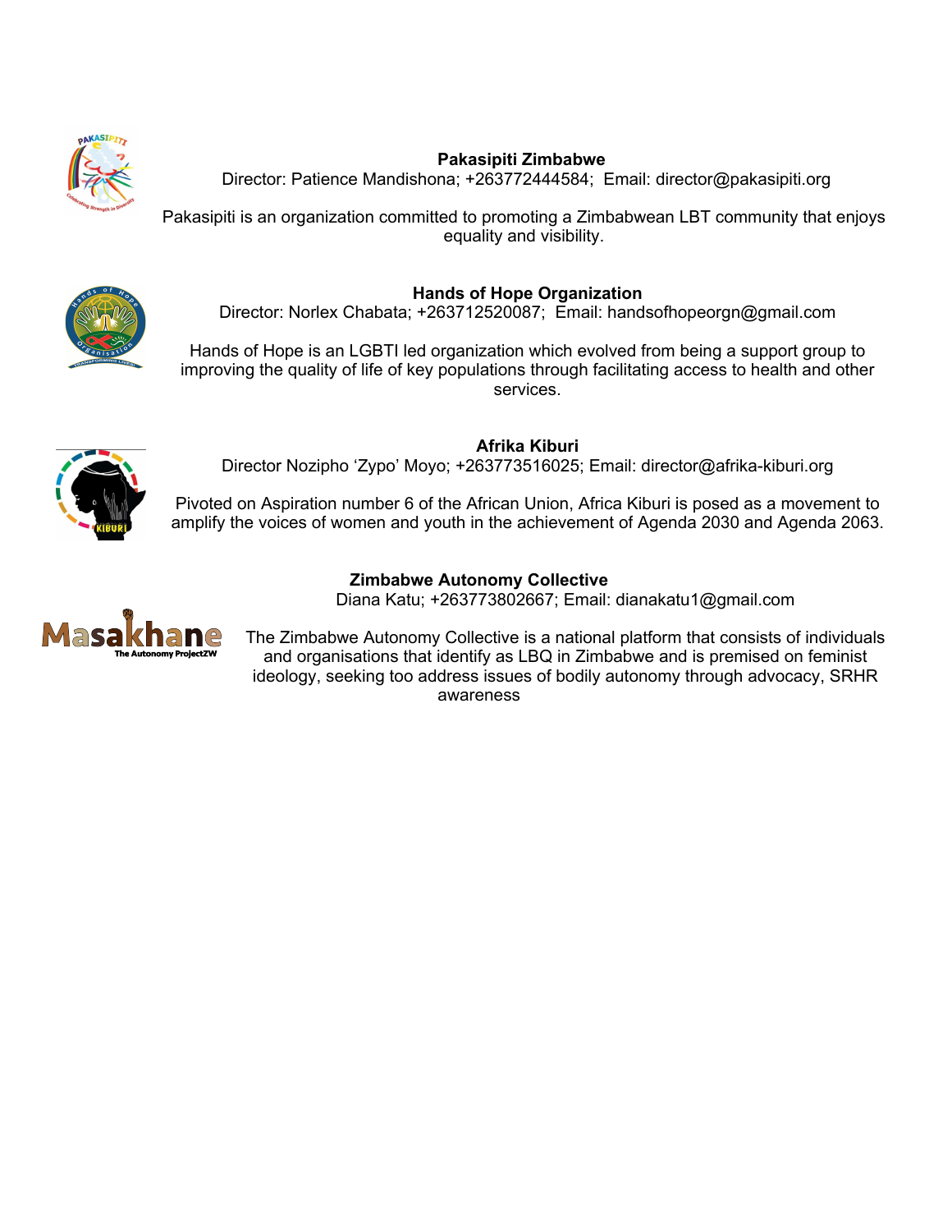**Pakasipiti Zimbabwe**
Director: Patience Mandishona; +263772444584; Email: director@pakasipiti.org

Pakasipiti is an organization committed to promoting a Zimbabwean LBT community that enjoys equality and visibility.

**Hands of Hope Organization**
Director: Norlex Chabata; +263712520087; Email: handsofhopeorgn@gmail.com

Hands of Hope is an LGBTI led organization which evolved from being a support group to improving the quality of life of key populations through facilitating access to health and other services.

**Afrika Kiburi**
Director Nozipho 'Zypo' Moyo; +263773516025; Email: director@afrika-kiburi.org

Pivoted on Aspiration number 6 of the African Union, Africa Kiburi is posed as a movement to amplify the voices of women and youth in the achievement of Agenda 2030 and Agenda 2063.

**Zimbabwe Autonomy Collective**
Diana Katu; +263773802667; Email: dianakatu1@gmail.com

The Zimbabwe Autonomy Collective is a national platform that consists of individuals and organisations that identify as LBQ in Zimbabwe and is premised on feminist ideology, seeking too address issues of bodily autonomy through advocacy, SRHR awareness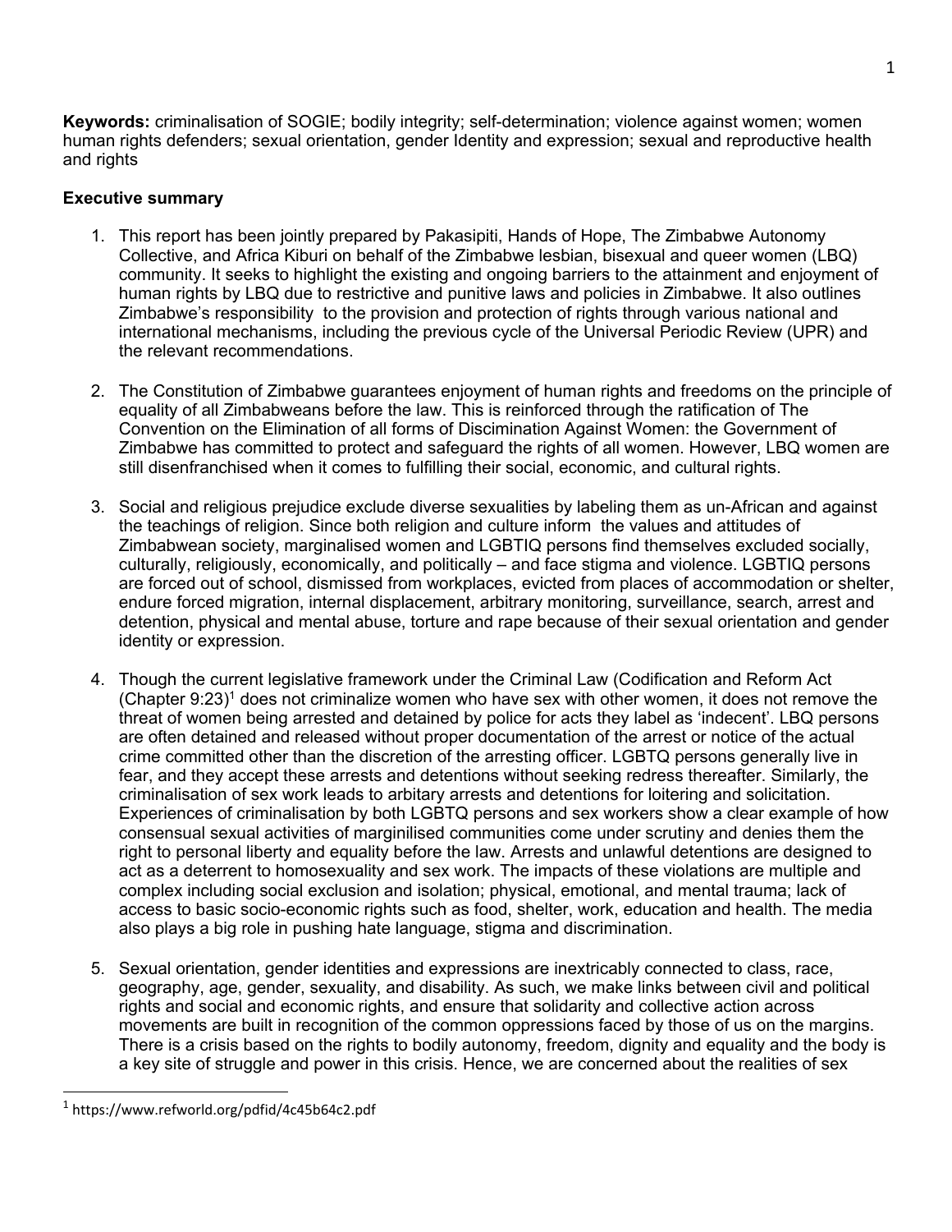**Keywords:** criminalisation of SOGIE; bodily integrity; self-determination; violence against women; women human rights defenders; sexual orientation, gender Identity and expression; sexual and reproductive health and rights

**Executive summary**

1. This report has been jointly prepared by Pakasipiti, Hands of Hope, The Zimbabwe Autonomy Collective, and Africa Kiburi on behalf of the Zimbabwe lesbian, bisexual and queer women (LBQ) community. It seeks to highlight the existing and ongoing barriers to the attainment and enjoyment of human rights by LBQ due to restrictive and punitive laws and policies in Zimbabwe. It also outlines Zimbabwe's responsibility to the provision and protection of rights through various national and international mechanisms, including the previous cycle of the Universal Periodic Review (UPR) and the relevant recommendations.

2. The Constitution of Zimbabwe guarantees enjoyment of human rights and freedoms on the principle of equality of all Zimbabweans before the law. This is reinforced through the ratification of The Convention on the Elimination of all forms of Discimination Against Women: the Government of Zimbabwe has committed to protect and safeguard the rights of all women. However, LBQ women are still disenfranchised when it comes to fulfilling their social, economic, and cultural rights.

3. Social and religious prejudice exclude diverse sexualities by labeling them as un-African and against the teachings of religion. Since both religion and culture inform the values and attitudes of Zimbabwean society, marginalised women and LGBTIQ persons find themselves excluded socially, culturally, religiously, economically, and politically – and face stigma and violence. LGBTIQ persons are forced out of school, dismissed from workplaces, evicted from places of accommodation or shelter, endure forced migration, internal displacement, arbitrary monitoring, surveillance, search, arrest and detention, physical and mental abuse, torture and rape because of their sexual orientation and gender identity or expression.

4. Though the current legislative framework under the Criminal Law (Codification and Reform Act (Chapter 9:23)[1] does not criminalize women who have sex with other women, it does not remove the threat of women being arrested and detained by police for acts they label as 'indecent'. LBQ persons are often detained and released without proper documentation of the arrest or notice of the actual crime committed other than the discretion of the arresting officer. LGBTQ persons generally live in fear, and they accept these arrests and detentions without seeking redress thereafter. Similarly, the criminalisation of sex work leads to arbitary arrests and detentions for loitering and solicitation. Experiences of criminalisation by both LGBTQ persons and sex workers show a clear example of how consensual sexual activities of marginilised communities come under scrutiny and denies them the right to personal liberty and equality before the law. Arrests and unlawful detentions are designed to act as a deterrent to homosexuality and sex work. The impacts of these violations are multiple and complex including social exclusion and isolation; physical, emotional, and mental trauma; lack of access to basic socio-economic rights such as food, shelter, work, education and health. The media also plays a big role in pushing hate language, stigma and discrimination.

5. Sexual orientation, gender identities and expressions are inextricably connected to class, race, geography, age, gender, sexuality, and disability. As such, we make links between civil and political rights and social and economic rights, and ensure that solidarity and collective action across movements are built in recognition of the common oppressions faced by those of us on the margins. There is a crisis based on the rights to bodily autonomy, freedom, dignity and equality and the body is a key site of struggle and power in this crisis. Hence, we are concerned about the realities of sex

[1] https://www.refworld.org/pdfid/4c45b64c2.pdf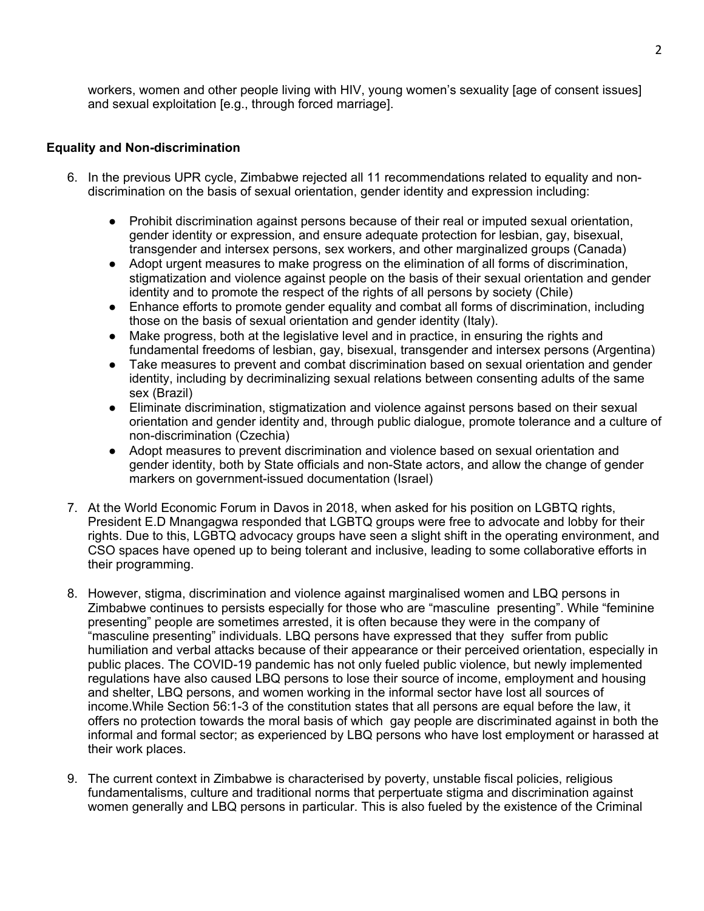workers, women and other people living with HIV, young women's sexuality [age of consent issues] and sexual exploitation [e.g., through forced marriage].

**Equality and Non-discrimination**

6. In the previous UPR cycle, Zimbabwe rejected all 11 recommendations related to equality and non-discrimination on the basis of sexual orientation, gender identity and expression including:

   - Prohibit discrimination against persons because of their real or imputed sexual orientation, gender identity or expression, and ensure adequate protection for lesbian, gay, bisexual, transgender and intersex persons, sex workers, and other marginalized groups (Canada)
   - Adopt urgent measures to make progress on the elimination of all forms of discrimination, stigmatization and violence against people on the basis of their sexual orientation and gender identity and to promote the respect of the rights of all persons by society (Chile)
   - Enhance efforts to promote gender equality and combat all forms of discrimination, including those on the basis of sexual orientation and gender identity (Italy).
   - Make progress, both at the legislative level and in practice, in ensuring the rights and fundamental freedoms of lesbian, gay, bisexual, transgender and intersex persons (Argentina)
   - Take measures to prevent and combat discrimination based on sexual orientation and gender identity, including by decriminalizing sexual relations between consenting adults of the same sex (Brazil)
   - Eliminate discrimination, stigmatization and violence against persons based on their sexual orientation and gender identity and, through public dialogue, promote tolerance and a culture of non-discrimination (Czechia)
   - Adopt measures to prevent discrimination and violence based on sexual orientation and gender identity, both by State officials and non-State actors, and allow the change of gender markers on government-issued documentation (Israel)

7. At the World Economic Forum in Davos in 2018, when asked for his position on LGBTQ rights, President E.D Mnangagwa responded that LGBTQ groups were free to advocate and lobby for their rights. Due to this, LGBTQ advocacy groups have seen a slight shift in the operating environment, and CSO spaces have opened up to being tolerant and inclusive, leading to some collaborative efforts in their programming.

8. However, stigma, discrimination and violence against marginalised women and LBQ persons in Zimbabwe continues to persists especially for those who are "masculine presenting". While "feminine presenting" people are sometimes arrested, it is often because they were in the company of "masculine presenting" individuals. LBQ persons have expressed that they suffer from public humiliation and verbal attacks because of their appearance or their perceived orientation, especially in public places. The COVID-19 pandemic has not only fueled public violence, but newly implemented regulations have also caused LBQ persons to lose their source of income, employment and housing and shelter, LBQ persons, and women working in the informal sector have lost all sources of income.While Section 56:1-3 of the constitution states that all persons are equal before the law, it offers no protection towards the moral basis of which gay people are discriminated against in both the informal and formal sector; as experienced by LBQ persons who have lost employment or harassed at their work places.

9. The current context in Zimbabwe is characterised by poverty, unstable fiscal policies, religious fundamentalisms, culture and traditional norms that perpertuate stigma and discrimination against women generally and LBQ persons in particular. This is also fueled by the existence of the Criminal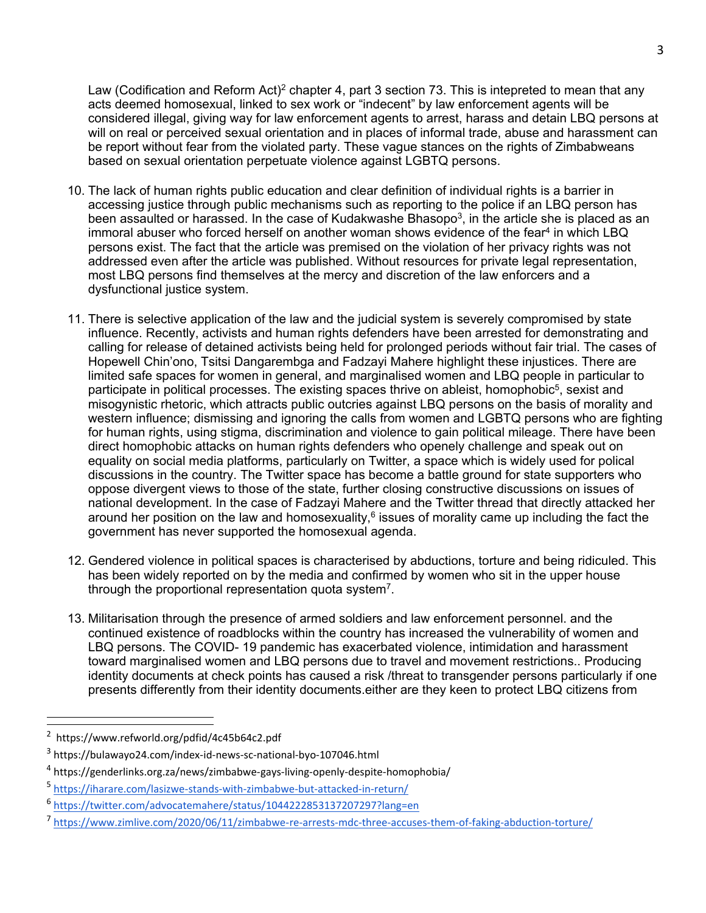Law (Codification and Reform Act)[2] chapter 4, part 3 section 73. This is intepreted to mean that any acts deemed homosexual, linked to sex work or "indecent" by law enforcement agents will be considered illegal, giving way for law enforcement agents to arrest, harass and detain LBQ persons at will on real or perceived sexual orientation and in places of informal trade, abuse and harassment can be report without fear from the violated party. These vague stances on the rights of Zimbabweans based on sexual orientation perpetuate violence against LGBTQ persons.

10. The lack of human rights public education and clear definition of individual rights is a barrier in accessing justice through public mechanisms such as reporting to the police if an LBQ person has been assaulted or harassed. In the case of Kudakwashe Bhasopo[3], in the article she is placed as an immoral abuser who forced herself on another woman shows evidence of the fear[4] in which LBQ persons exist. The fact that the article was premised on the violation of her privacy rights was not addressed even after the article was published. Without resources for private legal representation, most LBQ persons find themselves at the mercy and discretion of the law enforcers and a dysfunctional justice system.

11. There is selective application of the law and the judicial system is severely compromised by state influence. Recently, activists and human rights defenders have been arrested for demonstrating and calling for release of detained activists being held for prolonged periods without fair trial. The cases of Hopewell Chin'ono, Tsitsi Dangarembga and Fadzayi Mahere highlight these injustices. There are limited safe spaces for women in general, and marginalised women and LBQ people in particular to participate in political processes. The existing spaces thrive on ableist, homophobic[5], sexist and misogynistic rhetoric, which attracts public outcries against LBQ persons on the basis of morality and western influence; dismissing and ignoring the calls from women and LGBTQ persons who are fighting for human rights, using stigma, discrimination and violence to gain political mileage. There have been direct homophobic attacks on human rights defenders who openely challenge and speak out on equality on social media platforms, particularly on Twitter, a space which is widely used for polical discussions in the country. The Twitter space has become a battle ground for state supporters who oppose divergent views to those of the state, further closing constructive discussions on issues of national development. In the case of Fadzayi Mahere and the Twitter thread that directly attacked her around her position on the law and homosexuality,[6] issues of morality came up including the fact the government has never supported the homosexual agenda.

12. Gendered violence in political spaces is characterised by abductions, torture and being ridiculed. This has been widely reported on by the media and confirmed by women who sit in the upper house through the proportional representation quota system[7].

13. Militarisation through the presence of armed soldiers and law enforcement personnel. and the continued existence of roadblocks within the country has increased the vulnerability of women and LBQ persons. The COVID- 19 pandemic has exacerbated violence, intimidation and harassment toward marginalised women and LBQ persons due to travel and movement restrictions.. Producing identity documents at check points has caused a risk /threat to transgender persons particularly if one presents differently from their identity documents.either are they keen to protect LBQ citizens from

---

[2] https://www.refworld.org/pdfid/4c45b64c2.pdf

[3] https://bulawayo24.com/index-id-news-sc-national-byo-107046.html

[4] https://genderlinks.org.za/news/zimbabwe-gays-living-openly-despite-homophobia/

[5] https://iharare.com/lasizwe-stands-with-zimbabwe-but-attacked-in-return/

[6] https://twitter.com/advocatemahere/status/1044222853137207297?lang=en

[7] https://www.zimlive.com/2020/06/11/zimbabwe-re-arrests-mdc-three-accuses-them-of-faking-abduction-torture/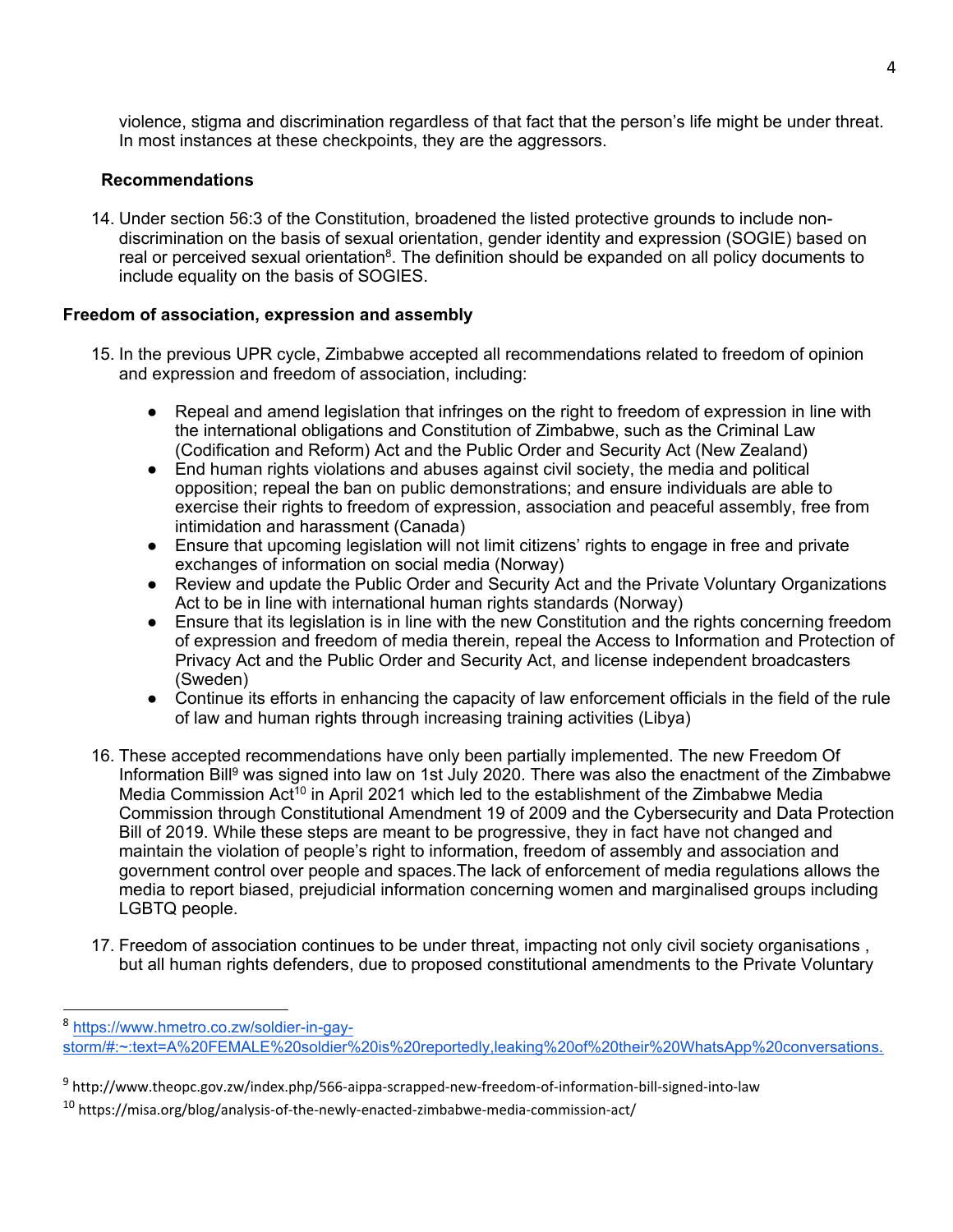violence, stigma and discrimination regardless of that fact that the person's life might be under threat. In most instances at these checkpoints, they are the aggressors.

**Recommendations**

14. Under section 56:3 of the Constitution, broadened the listed protective grounds to include non-discrimination on the basis of sexual orientation, gender identity and expression (SOGIE) based on real or perceived sexual orientation[8]. The definition should be expanded on all policy documents to include equality on the basis of SOGIES.

**Freedom of association, expression and assembly**

15. In the previous UPR cycle, Zimbabwe accepted all recommendations related to freedom of opinion and expression and freedom of association, including:

    - Repeal and amend legislation that infringes on the right to freedom of expression in line with the international obligations and Constitution of Zimbabwe, such as the Criminal Law (Codification and Reform) Act and the Public Order and Security Act (New Zealand)
    - End human rights violations and abuses against civil society, the media and political opposition; repeal the ban on public demonstrations; and ensure individuals are able to exercise their rights to freedom of expression, association and peaceful assembly, free from intimidation and harassment (Canada)
    - Ensure that upcoming legislation will not limit citizens' rights to engage in free and private exchanges of information on social media (Norway)
    - Review and update the Public Order and Security Act and the Private Voluntary Organizations Act to be in line with international human rights standards (Norway)
    - Ensure that its legislation is in line with the new Constitution and the rights concerning freedom of expression and freedom of media therein, repeal the Access to Information and Protection of Privacy Act and the Public Order and Security Act, and license independent broadcasters (Sweden)
    - Continue its efforts in enhancing the capacity of law enforcement officials in the field of the rule of law and human rights through increasing training activities (Libya)

16. These accepted recommendations have only been partially implemented. The new Freedom Of Information Bill[9] was signed into law on 1st July 2020. There was also the enactment of the Zimbabwe Media Commission Act[10] in April 2021 which led to the establishment of the Zimbabwe Media Commission through Constitutional Amendment 19 of 2009 and the Cybersecurity and Data Protection Bill of 2019. While these steps are meant to be progressive, they in fact have not changed and maintain the violation of people's right to information, freedom of assembly and association and government control over people and spaces.The lack of enforcement of media regulations allows the media to report biased, prejudicial information concerning women and marginalised groups including LGBTQ people.

17. Freedom of association continues to be under threat, impacting not only civil society organisations , but all human rights defenders, due to proposed constitutional amendments to the Private Voluntary

---

[8] https://www.hmetro.co.zw/soldier-in-gay-storm/#:~:text=A%20FEMALE%20soldier%20is%20reportedly,leaking%20of%20their%20WhatsApp%20conversations.

[9] http://www.theopc.gov.zw/index.php/566-aippa-scrapped-new-freedom-of-information-bill-signed-into-law

[10] https://misa.org/blog/analysis-of-the-newly-enacted-zimbabwe-media-commission-act/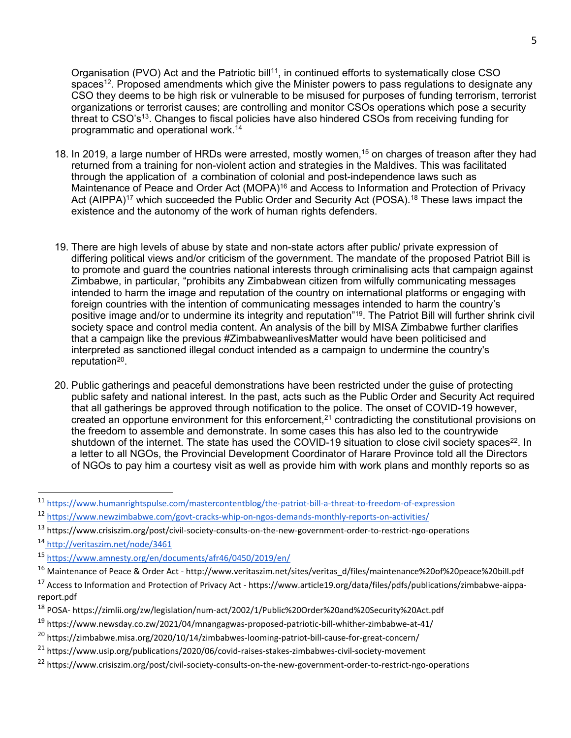Organisation (PVO) Act and the Patriotic bill[11], in continued efforts to systematically close CSO spaces[12]. Proposed amendments which give the Minister powers to pass regulations to designate any CSO they deems to be high risk or vulnerable to be misused for purposes of funding terrorism, terrorist organizations or terrorist causes; are controlling and monitor CSOs operations which pose a security threat to CSO's[13]. Changes to fiscal policies have also hindered CSOs from receiving funding for programmatic and operational work.[14]

18. In 2019, a large number of HRDs were arrested, mostly women,[15] on charges of treason after they had returned from a training for non-violent action and strategies in the Maldives. This was facilitated through the application of a combination of colonial and post-independence laws such as Maintenance of Peace and Order Act (MOPA)[16] and Access to Information and Protection of Privacy Act (AIPPA)[17] which succeeded the Public Order and Security Act (POSA).[18] These laws impact the existence and the autonomy of the work of human rights defenders.

19. There are high levels of abuse by state and non-state actors after public/ private expression of differing political views and/or criticism of the government. The mandate of the proposed Patriot Bill is to promote and guard the countries national interests through criminalising acts that campaign against Zimbabwe, in particular, "prohibits any Zimbabwean citizen from wilfully communicating messages intended to harm the image and reputation of the country on international platforms or engaging with foreign countries with the intention of communicating messages intended to harm the country's positive image and/or to undermine its integrity and reputation"[19]. The Patriot Bill will further shrink civil society space and control media content. An analysis of the bill by MISA Zimbabwe further clarifies that a campaign like the previous #ZimbabweanlivesMatter would have been politicised and interpreted as sanctioned illegal conduct intended as a campaign to undermine the country's reputation[20].

20. Public gatherings and peaceful demonstrations have been restricted under the guise of protecting public safety and national interest. In the past, acts such as the Public Order and Security Act required that all gatherings be approved through notification to the police. The onset of COVID-19 however, created an opportune environment for this enforcement,[21] contradicting the constitutional provisions on the freedom to assemble and demonstrate. In some cases this has also led to the countrywide shutdown of the internet. The state has used the COVID-19 situation to close civil society spaces[22]. In a letter to all NGOs, the Provincial Development Coordinator of Harare Province told all the Directors of NGOs to pay him a courtesy visit as well as provide him with work plans and monthly reports so as

---

[11] https://www.humanrightspulse.com/mastercontentblog/the-patriot-bill-a-threat-to-freedom-of-expression

[12] https://www.newzimbabwe.com/govt-cracks-whip-on-ngos-demands-monthly-reports-on-activities/

[13] https://www.crisiszim.org/post/civil-society-consults-on-the-new-government-order-to-restrict-ngo-operations

[14] http://veritaszim.net/node/3461

[15] https://www.amnesty.org/en/documents/afr46/0450/2019/en/

[16] Maintenance of Peace & Order Act - http://www.veritaszim.net/sites/veritas_d/files/maintenance%20of%20peace%20bill.pdf

[17] Access to Information and Protection of Privacy Act - https://www.article19.org/data/files/pdfs/publications/zimbabwe-aippa-report.pdf

[18] POSA- https://zimlii.org/zw/legislation/num-act/2002/1/Public%20Order%20and%20Security%20Act.pdf

[19] https://www.newsday.co.zw/2021/04/mnangagwas-proposed-patriotic-bill-whither-zimbabwe-at-41/

[20] https://zimbabwe.misa.org/2020/10/14/zimbabwes-looming-patriot-bill-cause-for-great-concern/

[21] https://www.usip.org/publications/2020/06/covid-raises-stakes-zimbabwes-civil-society-movement

[22] https://www.crisiszim.org/post/civil-society-consults-on-the-new-government-order-to-restrict-ngo-operations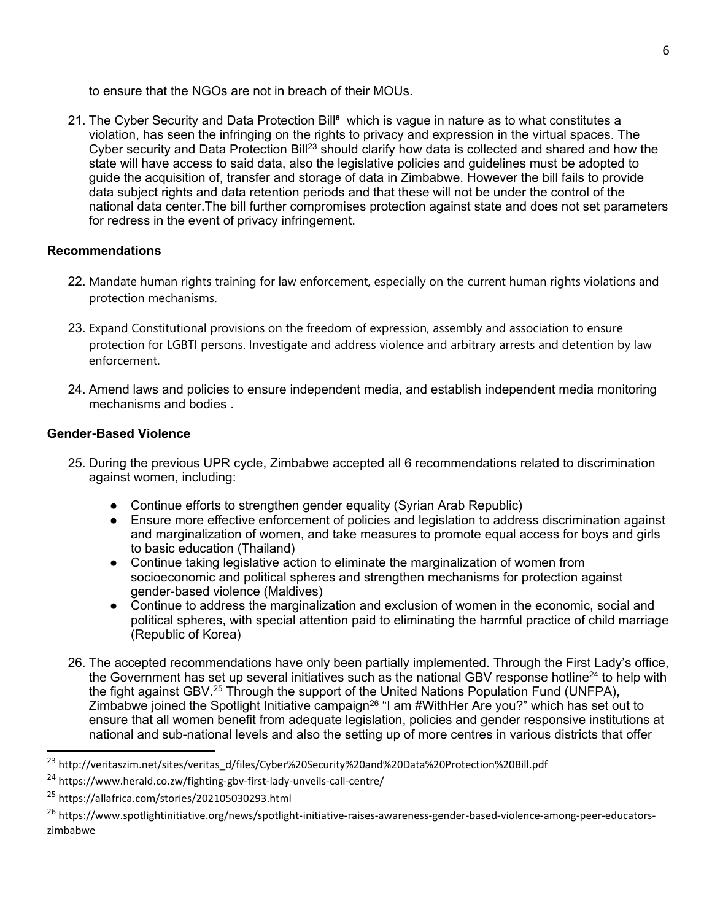to ensure that the NGOs are not in breach of their MOUs.

21. The Cyber Security and Data Protection Bill[6] which is vague in nature as to what constitutes a violation, has seen the infringing on the rights to privacy and expression in the virtual spaces. The Cyber security and Data Protection Bill[23] should clarify how data is collected and shared and how the state will have access to said data, also the legislative policies and guidelines must be adopted to guide the acquisition of, transfer and storage of data in Zimbabwe. However the bill fails to provide data subject rights and data retention periods and that these will not be under the control of the national data center.The bill further compromises protection against state and does not set parameters for redress in the event of privacy infringement.

**Recommendations**

22. Mandate human rights training for law enforcement, especially on the current human rights violations and protection mechanisms.

23. Expand Constitutional provisions on the freedom of expression, assembly and association to ensure protection for LGBTI persons. Investigate and address violence and arbitrary arrests and detention by law enforcement.

24. Amend laws and policies to ensure independent media, and establish independent media monitoring mechanisms and bodies .

**Gender-Based Violence**

25. During the previous UPR cycle, Zimbabwe accepted all 6 recommendations related to discrimination against women, including:

    - Continue efforts to strengthen gender equality (Syrian Arab Republic)
    - Ensure more effective enforcement of policies and legislation to address discrimination against and marginalization of women, and take measures to promote equal access for boys and girls to basic education (Thailand)
    - Continue taking legislative action to eliminate the marginalization of women from socioeconomic and political spheres and strengthen mechanisms for protection against gender-based violence (Maldives)
    - Continue to address the marginalization and exclusion of women in the economic, social and political spheres, with special attention paid to eliminating the harmful practice of child marriage (Republic of Korea)

26. The accepted recommendations have only been partially implemented. Through the First Lady's office, the Government has set up several initiatives such as the national GBV response hotline[24] to help with the fight against GBV.[25] Through the support of the United Nations Population Fund (UNFPA), Zimbabwe joined the Spotlight Initiative campaign[26] "I am #WithHer Are you?" which has set out to ensure that all women benefit from adequate legislation, policies and gender responsive institutions at national and sub-national levels and also the setting up of more centres in various districts that offer

---

[23] http://veritaszim.net/sites/veritas_d/files/Cyber%20Security%20and%20Data%20Protection%20Bill.pdf

[24] https://www.herald.co.zw/fighting-gbv-first-lady-unveils-call-centre/

[25] https://allafrica.com/stories/202105030293.html

[26] https://www.spotlightinitiative.org/news/spotlight-initiative-raises-awareness-gender-based-violence-among-peer-educators-zimbabwe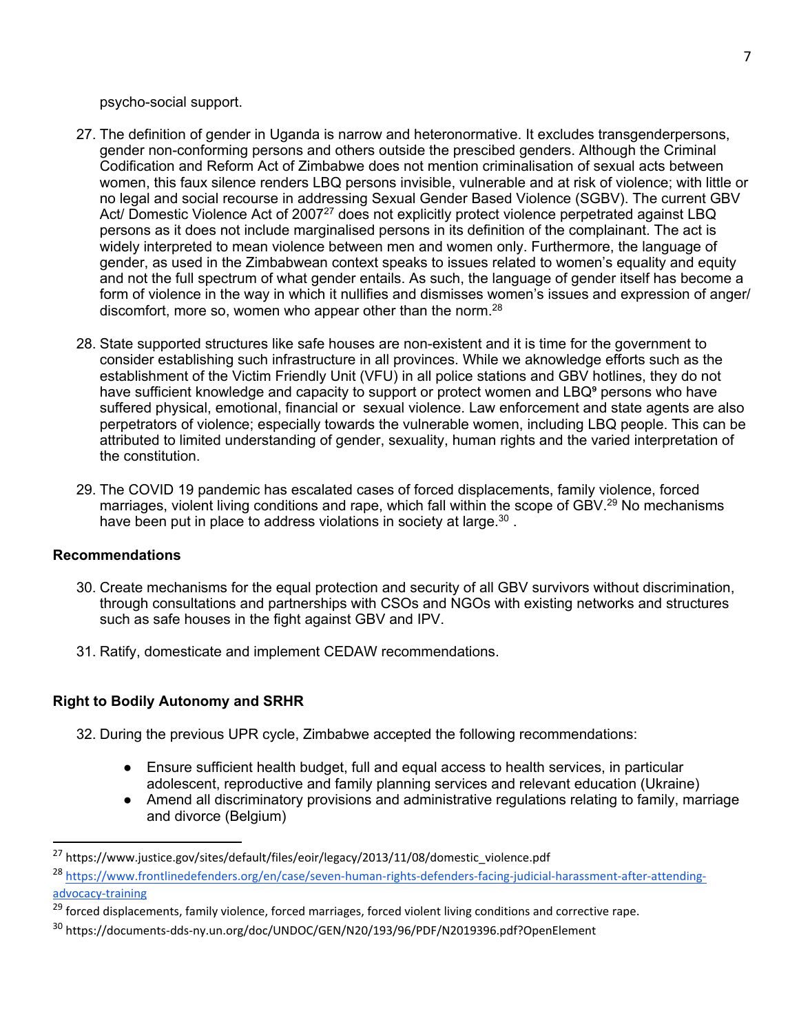psycho-social support.

27. The definition of gender in Uganda is narrow and heteronormative. It excludes transgenderpersons, gender non-conforming persons and others outside the prescibed genders. Although the Criminal Codification and Reform Act of Zimbabwe does not mention criminalisation of sexual acts between women, this faux silence renders LBQ persons invisible, vulnerable and at risk of violence; with little or no legal and social recourse in addressing Sexual Gender Based Violence (SGBV). The current GBV Act/ Domestic Violence Act of 2007[27] does not explicitly protect violence perpetrated against LBQ persons as it does not include marginalised persons in its definition of the complainant. The act is widely interpreted to mean violence between men and women only. Furthermore, the language of gender, as used in the Zimbabwean context speaks to issues related to women's equality and equity and not the full spectrum of what gender entails. As such, the language of gender itself has become a form of violence in the way in which it nullifies and dismisses women's issues and expression of anger/ discomfort, more so, women who appear other than the norm.[28]

28. State supported structures like safe houses are non-existent and it is time for the government to consider establishing such infrastructure in all provinces. While we aknowledge efforts such as the establishment of the Victim Friendly Unit (VFU) in all police stations and GBV hotlines, they do not have sufficient knowledge and capacity to support or protect women and LBQ[9] persons who have suffered physical, emotional, financial or sexual violence. Law enforcement and state agents are also perpetrators of violence; especially towards the vulnerable women, including LBQ people. This can be attributed to limited understanding of gender, sexuality, human rights and the varied interpretation of the constitution.

29. The COVID 19 pandemic has escalated cases of forced displacements, family violence, forced marriages, violent living conditions and rape, which fall within the scope of GBV.[29] No mechanisms have been put in place to address violations in society at large.[30] .

**Recommendations**

30. Create mechanisms for the equal protection and security of all GBV survivors without discrimination, through consultations and partnerships with CSOs and NGOs with existing networks and structures such as safe houses in the fight against GBV and IPV.

31. Ratify, domesticate and implement CEDAW recommendations.

**Right to Bodily Autonomy and SRHR**

32. During the previous UPR cycle, Zimbabwe accepted the following recommendations:

    - Ensure sufficient health budget, full and equal access to health services, in particular adolescent, reproductive and family planning services and relevant education (Ukraine)
    - Amend all discriminatory provisions and administrative regulations relating to family, marriage and divorce (Belgium)

---

[27] https://www.justice.gov/sites/default/files/eoir/legacy/2013/11/08/domestic_violence.pdf

[28] https://www.frontlinedefenders.org/en/case/seven-human-rights-defenders-facing-judicial-harassment-after-attending-advocacy-training

[29] forced displacements, family violence, forced marriages, forced violent living conditions and corrective rape.

[30] https://documents-dds-ny.un.org/doc/UNDOC/GEN/N20/193/96/PDF/N2019396.pdf?OpenElement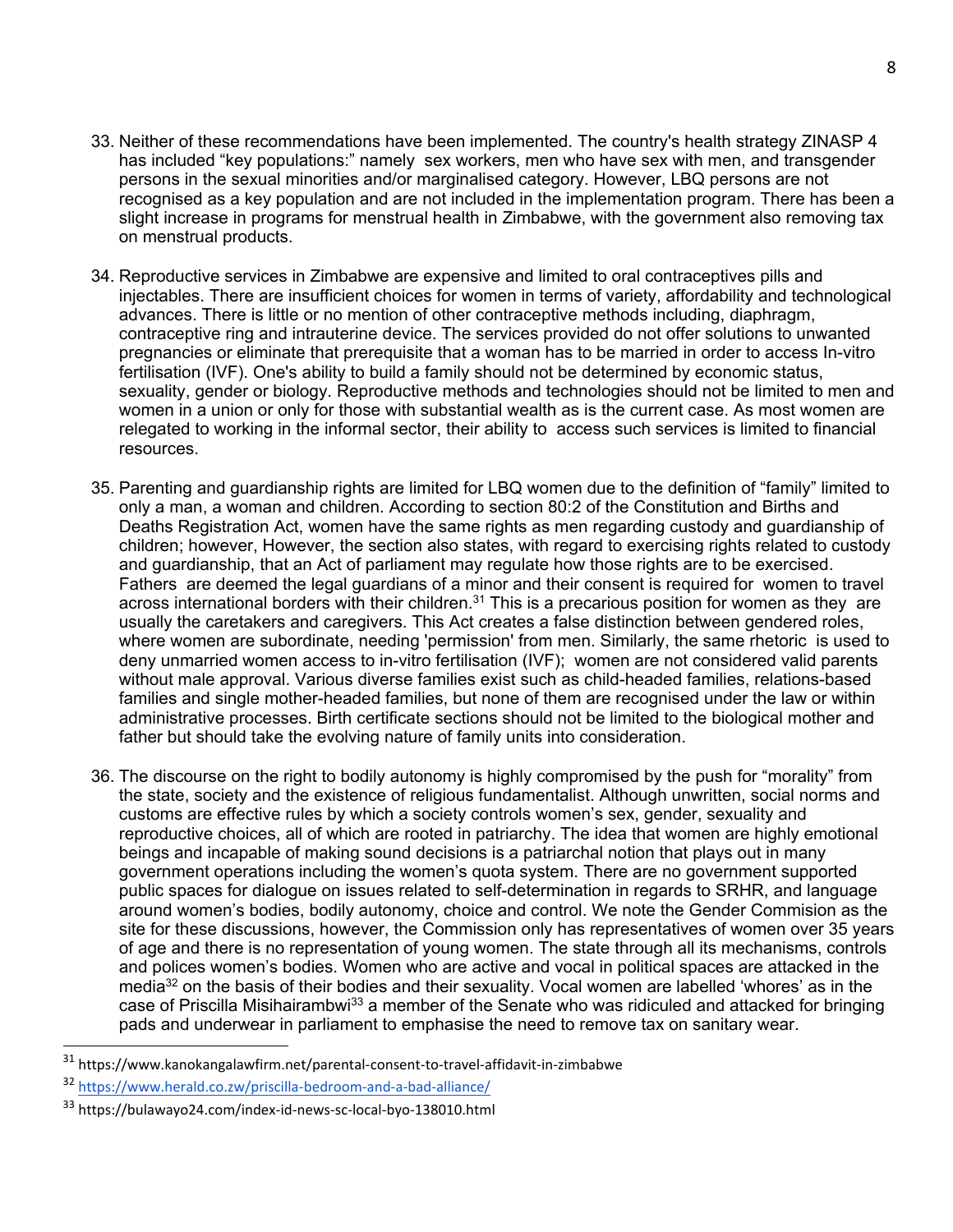33. Neither of these recommendations have been implemented. The country's health strategy ZINASP 4 has included "key populations:" namely sex workers, men who have sex with men, and transgender persons in the sexual minorities and/or marginalised category. However, LBQ persons are not recognised as a key population and are not included in the implementation program. There has been a slight increase in programs for menstrual health in Zimbabwe, with the government also removing tax on menstrual products.

34. Reproductive services in Zimbabwe are expensive and limited to oral contraceptives pills and injectables. There are insufficient choices for women in terms of variety, affordability and technological advances. There is little or no mention of other contraceptive methods including, diaphragm, contraceptive ring and intrauterine device. The services provided do not offer solutions to unwanted pregnancies or eliminate that prerequisite that a woman has to be married in order to access In-vitro fertilisation (IVF). One's ability to build a family should not be determined by economic status, sexuality, gender or biology. Reproductive methods and technologies should not be limited to men and women in a union or only for those with substantial wealth as is the current case. As most women are relegated to working in the informal sector, their ability to access such services is limited to financial resources.

35. Parenting and guardianship rights are limited for LBQ women due to the definition of "family" limited to only a man, a woman and children. According to section 80:2 of the Constitution and Births and Deaths Registration Act, women have the same rights as men regarding custody and guardianship of children; however, However, the section also states, with regard to exercising rights related to custody and guardianship, that an Act of parliament may regulate how those rights are to be exercised. Fathers are deemed the legal guardians of a minor and their consent is required for women to travel across international borders with their children.[31] This is a precarious position for women as they are usually the caretakers and caregivers. This Act creates a false distinction between gendered roles, where women are subordinate, needing 'permission' from men. Similarly, the same rhetoric is used to deny unmarried women access to in-vitro fertilisation (IVF); women are not considered valid parents without male approval. Various diverse families exist such as child-headed families, relations-based families and single mother-headed families, but none of them are recognised under the law or within administrative processes. Birth certificate sections should not be limited to the biological mother and father but should take the evolving nature of family units into consideration.

36. The discourse on the right to bodily autonomy is highly compromised by the push for "morality" from the state, society and the existence of religious fundamentalist. Although unwritten, social norms and customs are effective rules by which a society controls women's sex, gender, sexuality and reproductive choices, all of which are rooted in patriarchy. The idea that women are highly emotional beings and incapable of making sound decisions is a patriarchal notion that plays out in many government operations including the women's quota system. There are no government supported public spaces for dialogue on issues related to self-determination in regards to SRHR, and language around women's bodies, bodily autonomy, choice and control. We note the Gender Commision as the site for these discussions, however, the Commission only has representatives of women over 35 years of age and there is no representation of young women. The state through all its mechanisms, controls and polices women's bodies. Women who are active and vocal in political spaces are attacked in the media[32] on the basis of their bodies and their sexuality. Vocal women are labelled 'whores' as in the case of Priscilla Misihairambwi[33] a member of the Senate who was ridiculed and attacked for bringing pads and underwear in parliament to emphasise the need to remove tax on sanitary wear.

---

[31] https://www.kanokangalawfirm.net/parental-consent-to-travel-affidavit-in-zimbabwe

[32] https://www.herald.co.zw/priscilla-bedroom-and-a-bad-alliance/

[33] https://bulawayo24.com/index-id-news-sc-local-byo-138010.html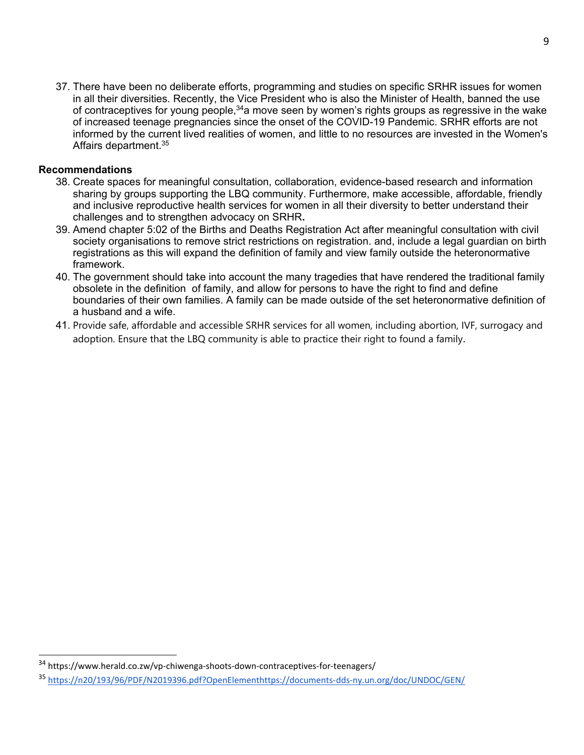37. There have been no deliberate efforts, programming and studies on specific SRHR issues for women in all their diversities. Recently, the Vice President who is also the Minister of Health, banned the use of contraceptives for young people,[34]a move seen by women's rights groups as regressive in the wake of increased teenage pregnancies since the onset of the COVID-19 Pandemic. SRHR efforts are not informed by the current lived realities of women, and little to no resources are invested in the Women's Affairs department.[35]

**Recommendations**

38. Create spaces for meaningful consultation, collaboration, evidence-based research and information sharing by groups supporting the LBQ community. Furthermore, make accessible, affordable, friendly and inclusive reproductive health services for women in all their diversity to better understand their challenges and to strengthen advocacy on SRHR**.**
39. Amend chapter 5:02 of the Births and Deaths Registration Act after meaningful consultation with civil society organisations to remove strict restrictions on registration. and, include a legal guardian on birth registrations as this will expand the definition of family and view family outside the heteronormative framework.
40. The government should take into account the many tragedies that have rendered the traditional family obsolete in the definition of family, and allow for persons to have the right to find and define boundaries of their own families. A family can be made outside of the set heteronormative definition of a husband and a wife.
41. Provide safe, affordable and accessible SRHR services for all women, including abortion, IVF, surrogacy and adoption. Ensure that the LBQ community is able to practice their right to found a family.

---

[34] https://www.herald.co.zw/vp-chiwenga-shoots-down-contraceptives-for-teenagers/

[35] https://n20/193/96/PDF/N2019396.pdf?OpenElementhttps://documents-dds-ny.un.org/doc/UNDOC/GEN/